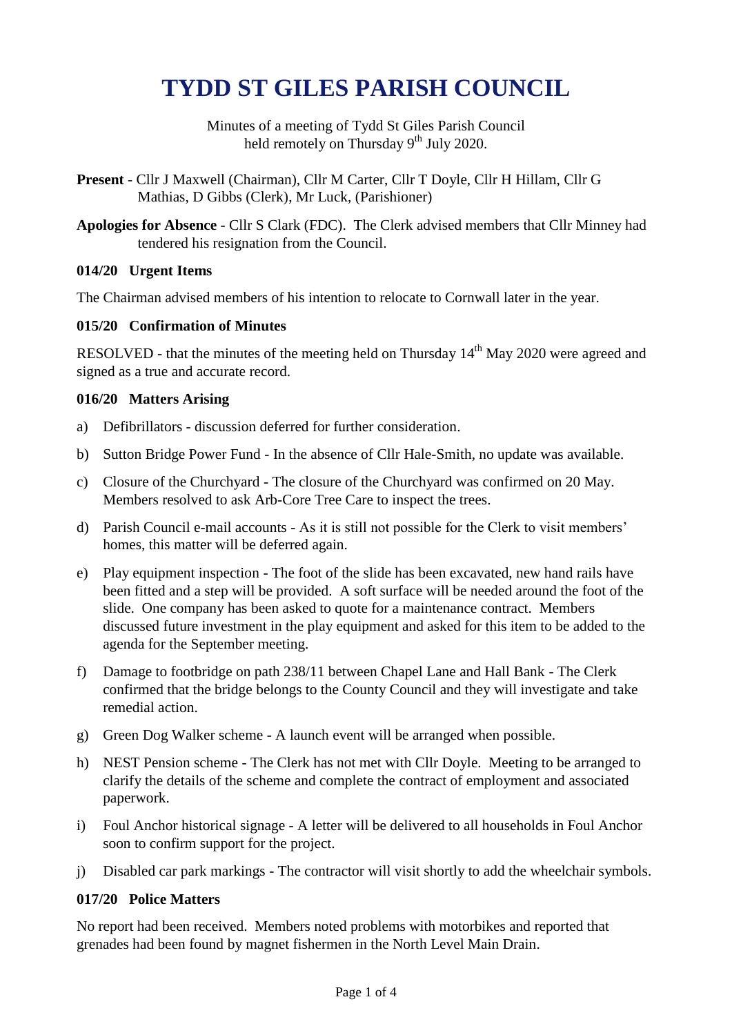# TYDD ST GILES PARISH COUNCIL

Minutes of a meeting of Tydd St Giles Parish Council held remotely on Thursday 9th July 2020.

**Present** - Cllr J Maxwell (Chairman), Cllr M Carter, Cllr T Doyle, Cllr H Hillam, Cllr G Mathias, D Gibbs (Clerk), Mr Luck, (Parishioner)

**Apologies for Absence** - Cllr S Clark (FDC). The Clerk advised members that Cllr Minney had tendered his resignation from the Council.

### 014/20 Urgent Items

The Chairman advised members of his intention to relocate to Cornwall later in the year.

### 015/20 Confirmation of Minutes

RESOLVED - that the minutes of the meeting held on Thursday 14th May 2020 were agreed and signed as a true and accurate record.

### 016/20 Matters Arising

a) Defibrillators - discussion deferred for further consideration.

b) Sutton Bridge Power Fund - In the absence of Cllr Hale-Smith, no update was available.

c) Closure of the Churchyard - The closure of the Churchyard was confirmed on 20 May. Members resolved to ask Arb-Core Tree Care to inspect the trees.

d) Parish Council e-mail accounts - As it is still not possible for the Clerk to visit members' homes, this matter will be deferred again.

e) Play equipment inspection - The foot of the slide has been excavated, new hand rails have been fitted and a step will be provided. A soft surface will be needed around the foot of the slide. One company has been asked to quote for a maintenance contract. Members discussed future investment in the play equipment and asked for this item to be added to the agenda for the September meeting.

f) Damage to footbridge on path 238/11 between Chapel Lane and Hall Bank - The Clerk confirmed that the bridge belongs to the County Council and they will investigate and take remedial action.

g) Green Dog Walker scheme - A launch event will be arranged when possible.

h) NEST Pension scheme - The Clerk has not met with Cllr Doyle. Meeting to be arranged to clarify the details of the scheme and complete the contract of employment and associated paperwork.

i) Foul Anchor historical signage - A letter will be delivered to all households in Foul Anchor soon to confirm support for the project.

j) Disabled car park markings - The contractor will visit shortly to add the wheelchair symbols.

### 017/20 Police Matters

No report had been received. Members noted problems with motorbikes and reported that grenades had been found by magnet fishermen in the North Level Main Drain.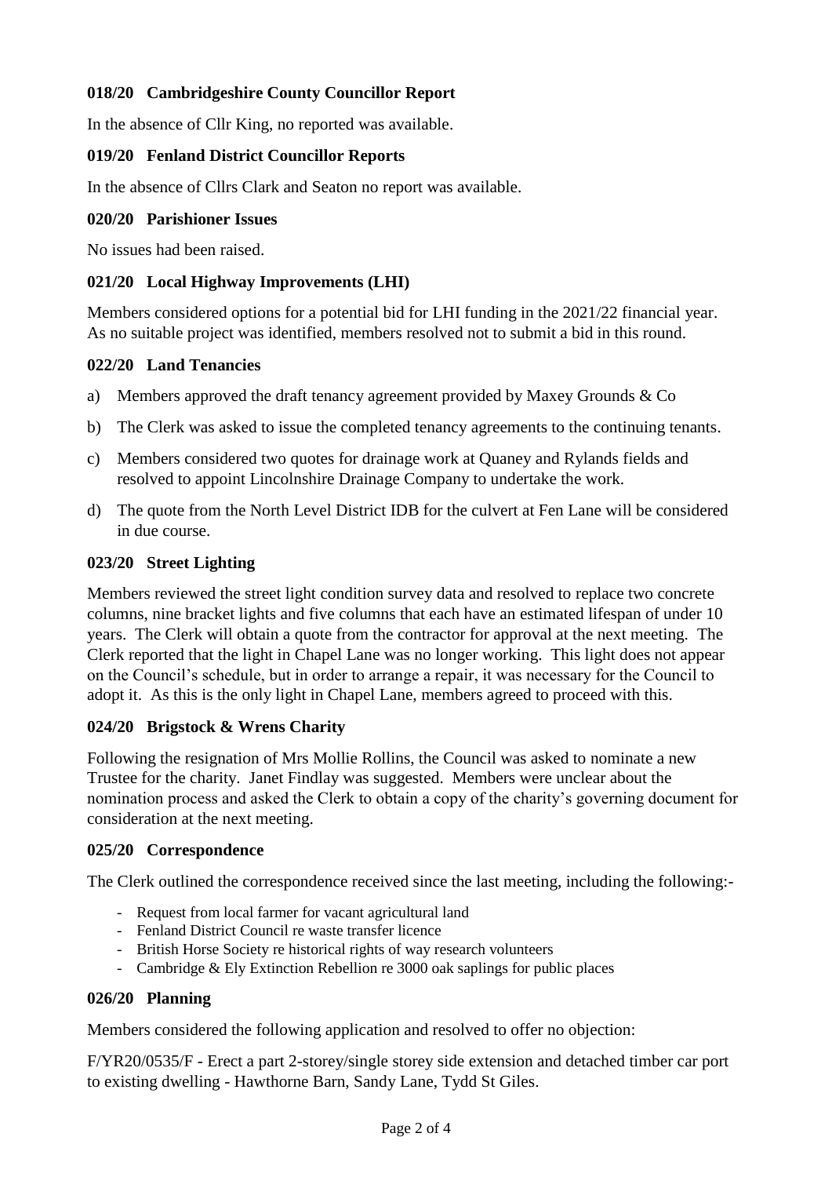### 018/20 Cambridgeshire County Councillor Report

In the absence of Cllr King, no reported was available.

### 019/20 Fenland District Councillor Reports

In the absence of Cllrs Clark and Seaton no report was available.

### 020/20 Parishioner Issues

No issues had been raised.

### 021/20 Local Highway Improvements (LHI)

Members considered options for a potential bid for LHI funding in the 2021/22 financial year. As no suitable project was identified, members resolved not to submit a bid in this round.

### 022/20 Land Tenancies

a) Members approved the draft tenancy agreement provided by Maxey Grounds & Co

b) The Clerk was asked to issue the completed tenancy agreements to the continuing tenants.

c) Members considered two quotes for drainage work at Quaney and Rylands fields and resolved to appoint Lincolnshire Drainage Company to undertake the work.

d) The quote from the North Level District IDB for the culvert at Fen Lane will be considered in due course.

### 023/20 Street Lighting

Members reviewed the street light condition survey data and resolved to replace two concrete columns, nine bracket lights and five columns that each have an estimated lifespan of under 10 years. The Clerk will obtain a quote from the contractor for approval at the next meeting. The Clerk reported that the light in Chapel Lane was no longer working. This light does not appear on the Council's schedule, but in order to arrange a repair, it was necessary for the Council to adopt it. As this is the only light in Chapel Lane, members agreed to proceed with this.

### 024/20 Brigstock & Wrens Charity

Following the resignation of Mrs Mollie Rollins, the Council was asked to nominate a new Trustee for the charity. Janet Findlay was suggested. Members were unclear about the nomination process and asked the Clerk to obtain a copy of the charity's governing document for consideration at the next meeting.

### 025/20 Correspondence

The Clerk outlined the correspondence received since the last meeting, including the following:-

- Request from local farmer for vacant agricultural land
- Fenland District Council re waste transfer licence
- British Horse Society re historical rights of way research volunteers
- Cambridge & Ely Extinction Rebellion re 3000 oak saplings for public places

### 026/20 Planning

Members considered the following application and resolved to offer no objection:

F/YR20/0535/F - Erect a part 2-storey/single storey side extension and detached timber car port to existing dwelling - Hawthorne Barn, Sandy Lane, Tydd St Giles.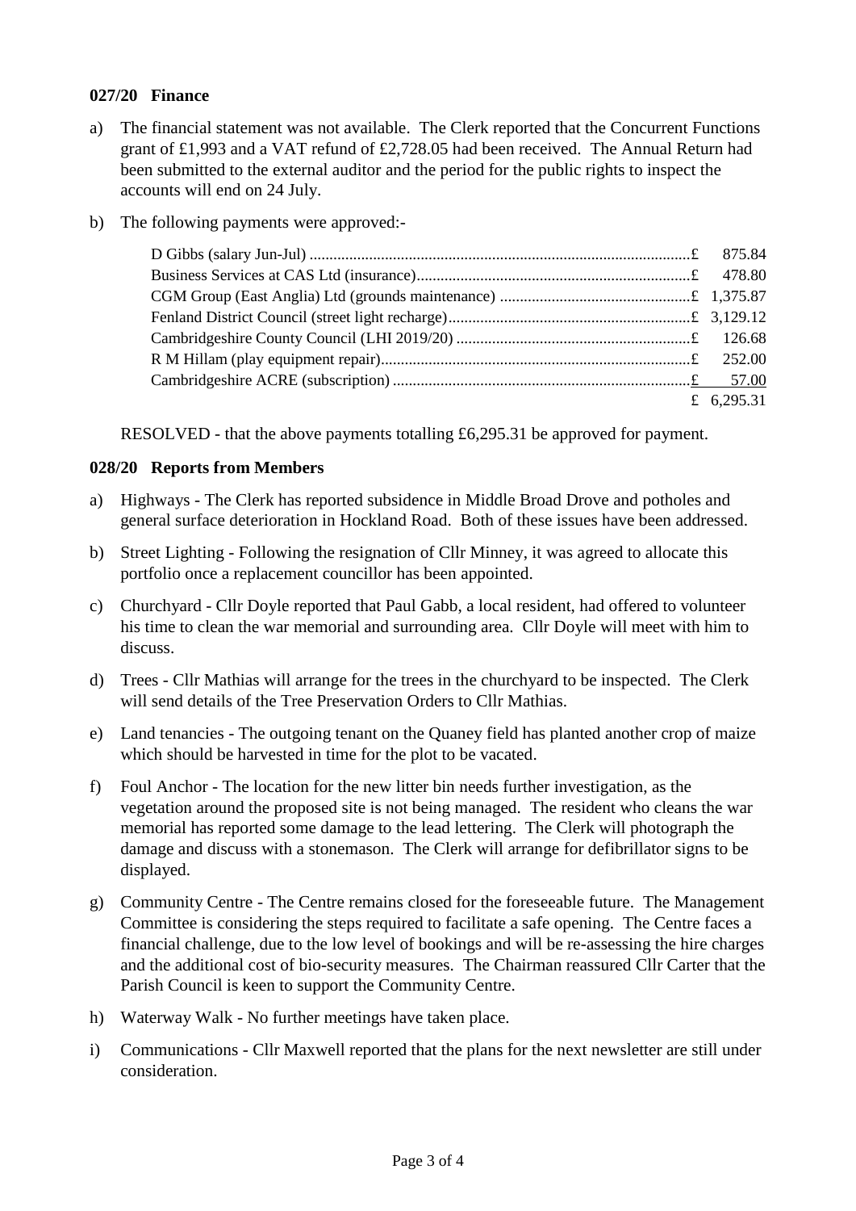**027/20 Finance**

a) The financial statement was not available. The Clerk reported that the Concurrent Functions grant of £1,993 and a VAT refund of £2,728.05 had been received. The Annual Return had been submitted to the external auditor and the period for the public rights to inspect the accounts will end on 24 July.

b) The following payments were approved:-

| | | |
|---|---|---|
| D Gibbs (salary Jun-Jul) | £ | 875.84 |
| Business Services at CAS Ltd (insurance) | £ | 478.80 |
| CGM Group (East Anglia) Ltd (grounds maintenance) | £ | 1,375.87 |
| Fenland District Council (street light recharge) | £ | 3,129.12 |
| Cambridgeshire County Council (LHI 2019/20) | £ | 126.68 |
| R M Hillam (play equipment repair) | £ | 252.00 |
| Cambridgeshire ACRE (subscription) | £ | 57.00 |
| | £ | 6,295.31 |

RESOLVED - that the above payments totalling £6,295.31 be approved for payment.

**028/20 Reports from Members**

a) Highways - The Clerk has reported subsidence in Middle Broad Drove and potholes and general surface deterioration in Hockland Road. Both of these issues have been addressed.

b) Street Lighting - Following the resignation of Cllr Minney, it was agreed to allocate this portfolio once a replacement councillor has been appointed.

c) Churchyard - Cllr Doyle reported that Paul Gabb, a local resident, had offered to volunteer his time to clean the war memorial and surrounding area. Cllr Doyle will meet with him to discuss.

d) Trees - Cllr Mathias will arrange for the trees in the churchyard to be inspected. The Clerk will send details of the Tree Preservation Orders to Cllr Mathias.

e) Land tenancies - The outgoing tenant on the Quaney field has planted another crop of maize which should be harvested in time for the plot to be vacated.

f) Foul Anchor - The location for the new litter bin needs further investigation, as the vegetation around the proposed site is not being managed. The resident who cleans the war memorial has reported some damage to the lead lettering. The Clerk will photograph the damage and discuss with a stonemason. The Clerk will arrange for defibrillator signs to be displayed.

g) Community Centre - The Centre remains closed for the foreseeable future. The Management Committee is considering the steps required to facilitate a safe opening. The Centre faces a financial challenge, due to the low level of bookings and will be re-assessing the hire charges and the additional cost of bio-security measures. The Chairman reassured Cllr Carter that the Parish Council is keen to support the Community Centre.

h) Waterway Walk - No further meetings have taken place.

i) Communications - Cllr Maxwell reported that the plans for the next newsletter are still under consideration.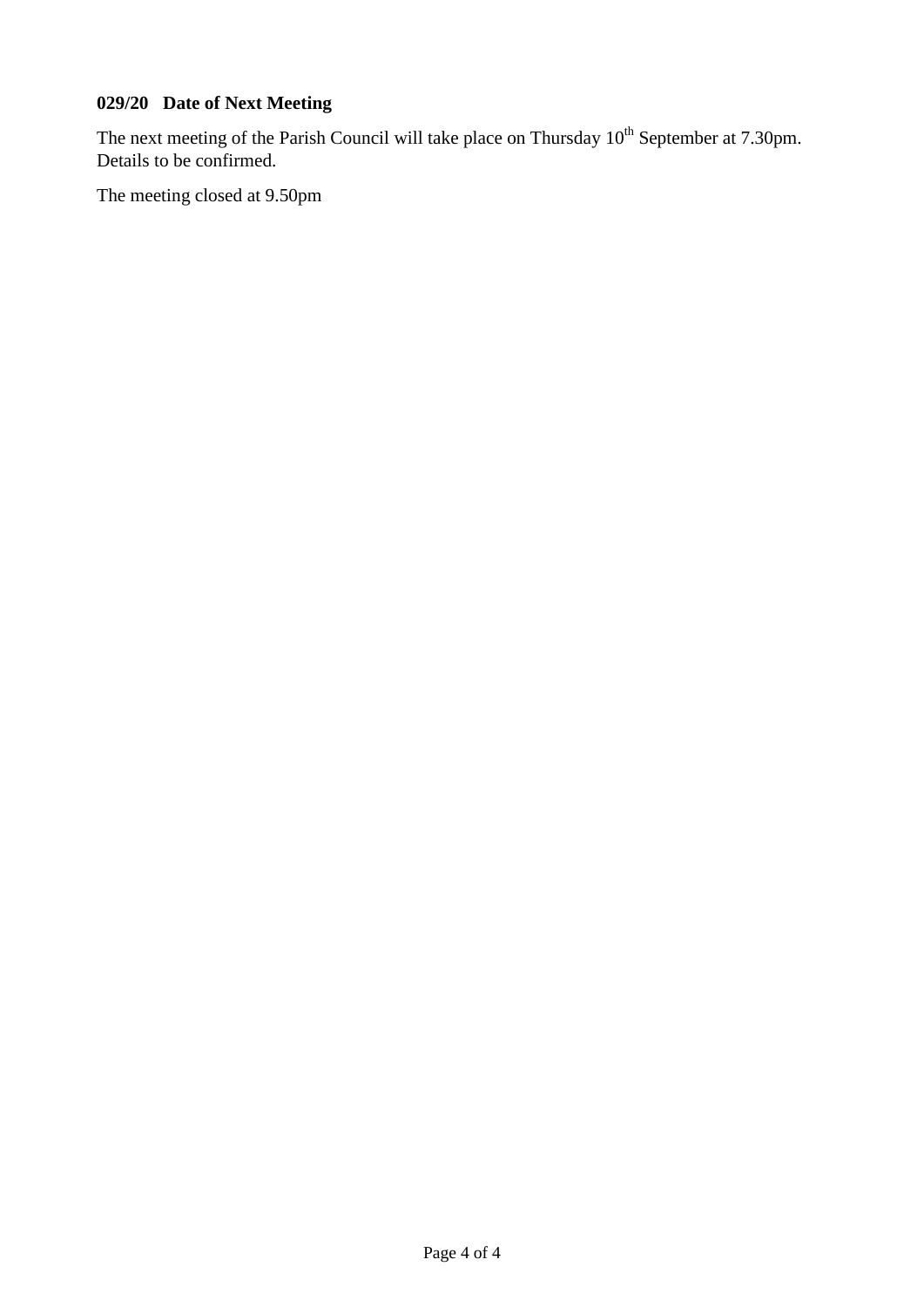### 029/20 Date of Next Meeting

The next meeting of the Parish Council will take place on Thursday 10th September at 7.30pm. Details to be confirmed.

The meeting closed at 9.50pm